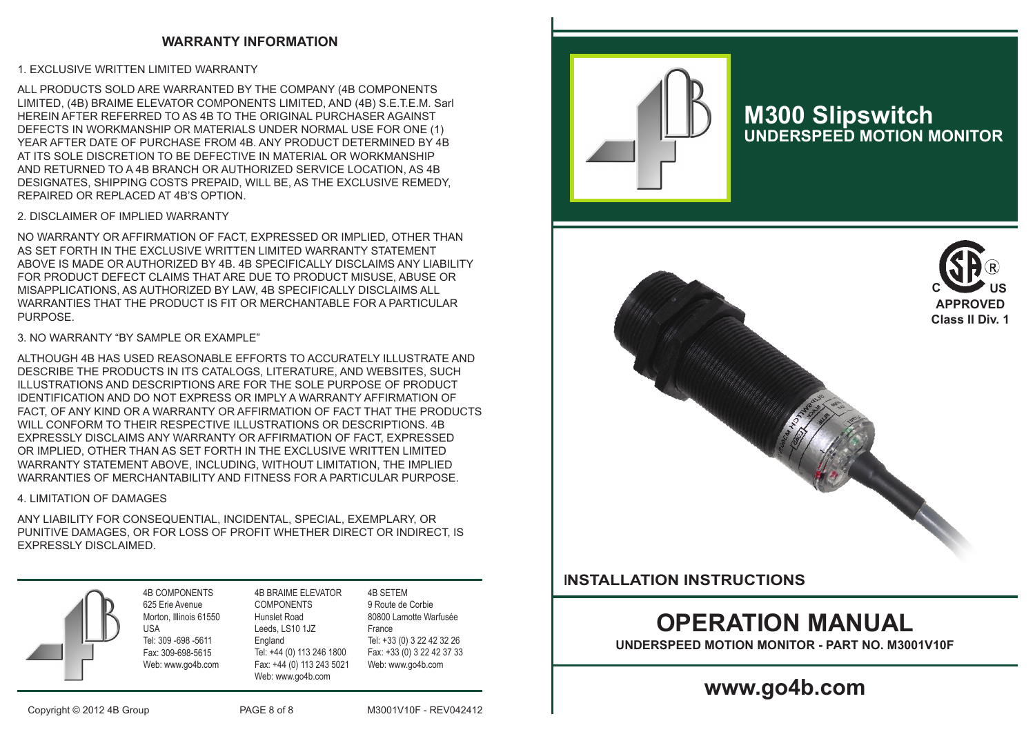## WARRANTY INFORMATION

1. EXCLUSIVE WRITTEN LIMITED WARRANTY

ALL PRODUCTS SOLD ARE WARRANTED BY THE COMPANY (4B COMPONENTS LIMITED, (4B) BRAIME ELEVATOR COMPONENTS LIMITED, AND (4B) S.E.T.E.M. Sarl HEREIN AFTER REFERRED TO AS 4B TO THE ORIGINAL PURCHASER AGAINST DEFECTS IN WORKMANSHIP OR MATERIALS UNDER NORMAL USE FOR ONE (1) YEAR AFTER DATE OF PURCHASE FROM 4B. ANY PRODUCT DETERMINED BY 4B AT ITS SOLE DISCRETION TO BE DEFECTIVE IN MATERIAL OR WORKMANSHIP AND RETURNED TO A 4B BRANCH OR AUTHORIZED SERVICE LOCATION, AS 4B DESIGNATES, SHIPPING COSTS PREPAID, WILL BE, AS THE EXCLUSIVE REMEDY, REPAIRED OR REPLACED AT 4B'S OPTION.

2. DISCLAIMER OF IMPLIED WARRANTY

NO WARRANTY OR AFFIRMATION OF FACT, EXPRESSED OR IMPLIED, OTHER THAN AS SET FORTH IN THE EXCLUSIVE WRITTEN LIMITED WARRANTY STATEMENT ABOVE IS MADE OR AUTHORIZED BY 4B. 4B SPECIFICALLY DISCLAIMS ANY LIABILITY FOR PRODUCT DEFECT CLAIMS THAT ARE DUE TO PRODUCT MISUSE, ABUSE OR MISAPPLICATIONS, AS AUTHORIZED BY LAW, 4B SPECIFICALLY DISCLAIMS ALL WARRANTIES THAT THE PRODUCT IS FIT OR MERCHANTABLE FOR A PARTICULAR PURPOSE.

3. NO WARRANTY "BY SAMPLE OR EXAMPLE"

ALTHOUGH 4B HAS USED REASONABLE EFFORTS TO ACCURATELY ILLUSTRATE AND DESCRIBE THE PRODUCTS IN ITS CATALOGS, LITERATURE, AND WEBSITES, SUCH ILLUSTRATIONS AND DESCRIPTIONS ARE FOR THE SOLE PURPOSE OF PRODUCT IDENTIFICATION AND DO NOT EXPRESS OR IMPLY A WARRANTY AFFIRMATION OF FACT, OF ANY KIND OR A WARRANTY OR AFFIRMATION OF FACT THAT THE PRODUCTS WILL CONFORM TO THEIR RESPECTIVE ILLUSTRATIONS OR DESCRIPTIONS. 4B EXPRESSLY DISCLAIMS ANY WARRANTY OR AFFIRMATION OF FACT, EXPRESSED OR IMPLIED, OTHER THAN AS SET FORTH IN THE EXCLUSIVE WRITTEN LIMITED WARRANTY STATEMENT ABOVE, INCLUDING, WITHOUT LIMITATION, THE IMPLIED WARRANTIES OF MERCHANTABILITY AND FITNESS FOR A PARTICULAR PURPOSE.

4. LIMITATION OF DAMAGES

ANY LIABILITY FOR CONSEQUENTIAL, INCIDENTAL, SPECIAL, EXEMPLARY, OR PUNITIVE DAMAGES, OR FOR LOSS OF PROFIT WHETHER DIRECT OR INDIRECT, IS EXPRESSLY DISCLAIMED.

4B COMPONENTS
625 Erie Avenue
Morton, Illinois 61550
USA
Tel: 309 -698 -5611
Fax: 309-698-5615
Web: www.go4b.com

4B BRAIME ELEVATOR COMPONENTS
Hunslet Road
Leeds, LS10 1JZ
England
Tel: +44 (0) 113 246 1800
Fax: +44 (0) 113 243 5021
Web: www.go4b.com

4B SETEM
9 Route de Corbie
80800 Lamotte Warfusée
France
Tel: +33 (0) 3 22 42 32 26
Fax: +33 (0) 3 22 42 37 33
Web: www.go4b.com

Copyright © 2012 4B Group

M3001V10F - REV042412

# M300 Slipswitch
## UNDERSPEED MOTION MONITOR

C US APPROVED
Class II Div. 1

## INSTALLATION INSTRUCTIONS

# OPERATION MANUAL

**UNDERSPEED MOTION MONITOR - PART NO. M3001V10F**

## www.go4b.com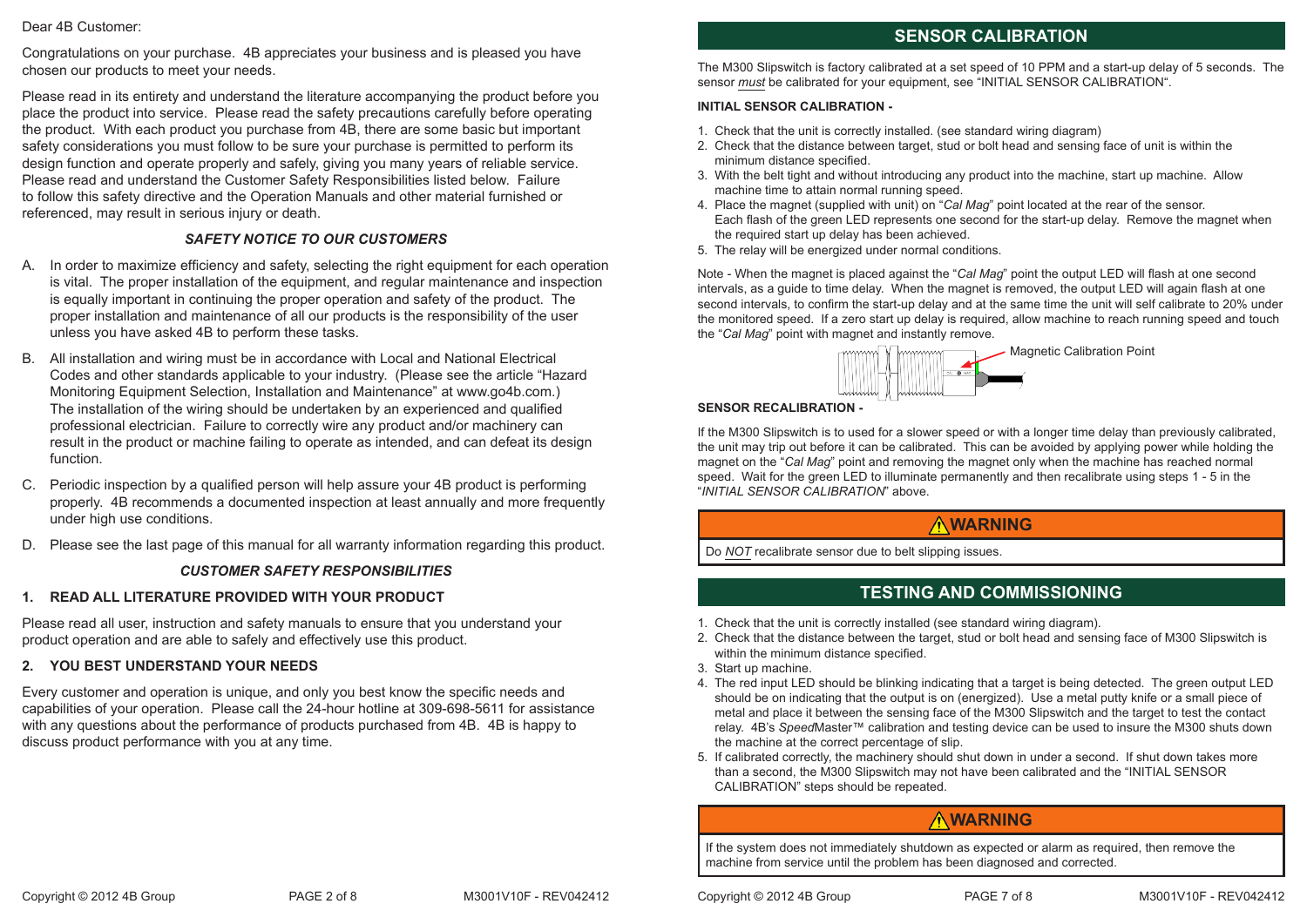Dear 4B Customer:

Congratulations on your purchase. 4B appreciates your business and is pleased you have chosen our products to meet your needs.

Please read in its entirety and understand the literature accompanying the product before you place the product into service. Please read the safety precautions carefully before operating the product. With each product you purchase from 4B, there are some basic but important safety considerations you must follow to be sure your purchase is permitted to perform its design function and operate properly and safely, giving you many years of reliable service. Please read and understand the Customer Safety Responsibilities listed below. Failure to follow this safety directive and the Operation Manuals and other material furnished or referenced, may result in serious injury or death.

### *SAFETY NOTICE TO OUR CUSTOMERS*

A. In order to maximize efficiency and safety, selecting the right equipment for each operation is vital. The proper installation of the equipment, and regular maintenance and inspection is equally important in continuing the proper operation and safety of the product. The proper installation and maintenance of all our products is the responsibility of the user unless you have asked 4B to perform these tasks.

B. All installation and wiring must be in accordance with Local and National Electrical Codes and other standards applicable to your industry. (Please see the article "Hazard Monitoring Equipment Selection, Installation and Maintenance" at www.go4b.com.) The installation of the wiring should be undertaken by an experienced and qualified professional electrician. Failure to correctly wire any product and/or machinery can result in the product or machine failing to operate as intended, and can defeat its design function.

C. Periodic inspection by a qualified person will help assure your 4B product is performing properly. 4B recommends a documented inspection at least annually and more frequently under high use conditions.

D. Please see the last page of this manual for all warranty information regarding this product.

### *CUSTOMER SAFETY RESPONSIBILITIES*

**1. READ ALL LITERATURE PROVIDED WITH YOUR PRODUCT**

Please read all user, instruction and safety manuals to ensure that you understand your product operation and are able to safely and effectively use this product.

**2. YOU BEST UNDERSTAND YOUR NEEDS**

Every customer and operation is unique, and only you best know the specific needs and capabilities of your operation. Please call the 24-hour hotline at 309-698-5611 for assistance with any questions about the performance of products purchased from 4B. 4B is happy to discuss product performance with you at any time.

## SENSOR CALIBRATION

The M300 Slipswitch is factory calibrated at a set speed of 10 PPM and a start-up delay of 5 seconds. The sensor *must* be calibrated for your equipment, see "INITIAL SENSOR CALIBRATION".

**INITIAL SENSOR CALIBRATION -**

1. Check that the unit is correctly installed. (see standard wiring diagram)
2. Check that the distance between target, stud or bolt head and sensing face of unit is within the minimum distance specified.
3. With the belt tight and without introducing any product into the machine, start up machine. Allow machine time to attain normal running speed.
4. Place the magnet (supplied with unit) on "*Cal Mag*" point located at the rear of the sensor. Each flash of the green LED represents one second for the start-up delay. Remove the magnet when the required start up delay has been achieved.
5. The relay will be energized under normal conditions.

Note - When the magnet is placed against the "*Cal Mag*" point the output LED will flash at one second intervals, as a guide to time delay. When the magnet is removed, the output LED will again flash at one second intervals, to confirm the start-up delay and at the same time the unit will self calibrate to 20% under the monitored speed. If a zero start up delay is required, allow machine to reach running speed and touch the "*Cal Mag*" point with magnet and instantly remove.

Magnetic Calibration Point

**SENSOR RECALIBRATION -**

If the M300 Slipswitch is to used for a slower speed or with a longer time delay than previously calibrated, the unit may trip out before it can be calibrated. This can be avoided by applying power while holding the magnet on the "*Cal Mag*" point and removing the magnet only when the machine has reached normal speed. Wait for the green LED to illuminate permanently and then recalibrate using steps 1 - 5 in the "*INITIAL SENSOR CALIBRATION*" above.

**⚠WARNING**

Do *NOT* recalibrate sensor due to belt slipping issues.

## TESTING AND COMMISSIONING

1. Check that the unit is correctly installed (see standard wiring diagram).
2. Check that the distance between the target, stud or bolt head and sensing face of M300 Slipswitch is within the minimum distance specified.
3. Start up machine.
4. The red input LED should be blinking indicating that a target is being detected. The green output LED should be on indicating that the output is on (energized). Use a metal putty knife or a small piece of metal and place it between the sensing face of the M300 Slipswitch and the target to test the contact relay. 4B's *Speed*Master™ calibration and testing device can be used to insure the M300 shuts down the machine at the correct percentage of slip.
5. If calibrated correctly, the machinery should shut down in under a second. If shut down takes more than a second, the M300 Slipswitch may not have been calibrated and the "INITIAL SENSOR CALIBRATION" steps should be repeated.

**⚠WARNING**

If the system does not immediately shutdown as expected or alarm as required, then remove the machine from service until the problem has been diagnosed and corrected.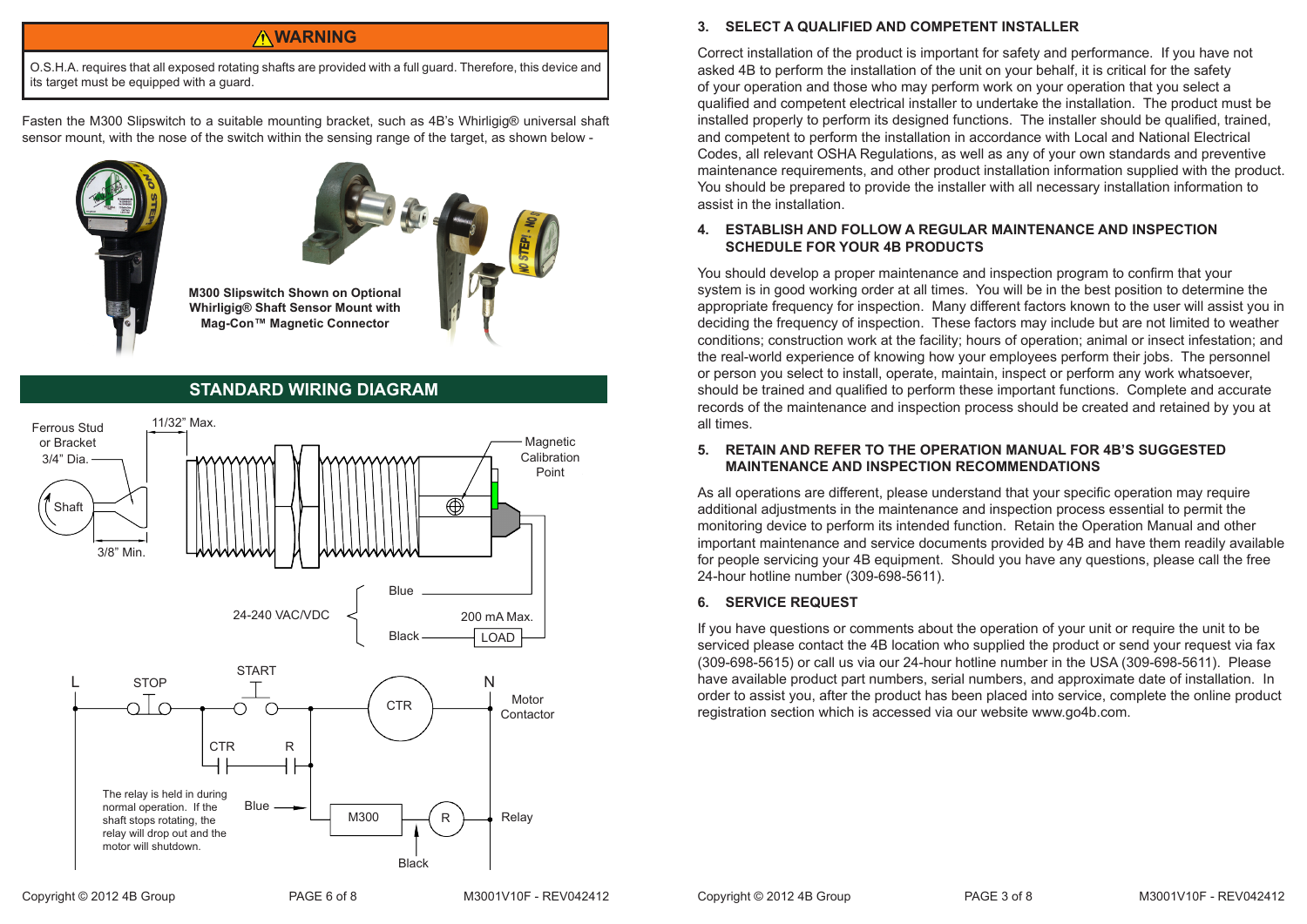## ⚠WARNING

O.S.H.A. requires that all exposed rotating shafts are provided with a full guard. Therefore, this device and its target must be equipped with a guard.

Fasten the M300 Slipswitch to a suitable mounting bracket, such as 4B's Whirligig® universal shaft sensor mount, with the nose of the switch within the sensing range of the target, as shown below -

**M300 Slipswitch Shown on Optional Whirligig® Shaft Sensor Mount with Mag-Con™ Magnetic Connector**

## STANDARD WIRING DIAGRAM

Ferrous Stud or Bracket 3/4" Dia.

Shaft

11/32" Max.

3/8" Min.

Magnetic Calibration Point

24-240 VAC/VDC

Blue

Black

200 mA Max.

LOAD

L

STOP

START

CTR

N

Motor Contactor

CTR

R

Blue

M300

R

Relay

Black

The relay is held in during normal operation. If the shaft stops rotating, the relay will drop out and the motor will shutdown.

### 3. SELECT A QUALIFIED AND COMPETENT INSTALLER

Correct installation of the product is important for safety and performance. If you have not asked 4B to perform the installation of the unit on your behalf, it is critical for the safety of your operation and those who may perform work on your operation that you select a qualified and competent electrical installer to undertake the installation. The product must be installed properly to perform its designed functions. The installer should be qualified, trained, and competent to perform the installation in accordance with Local and National Electrical Codes, all relevant OSHA Regulations, as well as any of your own standards and preventive maintenance requirements, and other product installation information supplied with the product. You should be prepared to provide the installer with all necessary installation information to assist in the installation.

### 4. ESTABLISH AND FOLLOW A REGULAR MAINTENANCE AND INSPECTION SCHEDULE FOR YOUR 4B PRODUCTS

You should develop a proper maintenance and inspection program to confirm that your system is in good working order at all times. You will be in the best position to determine the appropriate frequency for inspection. Many different factors known to the user will assist you in deciding the frequency of inspection. These factors may include but are not limited to weather conditions; construction work at the facility; hours of operation; animal or insect infestation; and the real-world experience of knowing how your employees perform their jobs. The personnel or person you select to install, operate, maintain, inspect or perform any work whatsoever, should be trained and qualified to perform these important functions. Complete and accurate records of the maintenance and inspection process should be created and retained by you at all times.

### 5. RETAIN AND REFER TO THE OPERATION MANUAL FOR 4B'S SUGGESTED MAINTENANCE AND INSPECTION RECOMMENDATIONS

As all operations are different, please understand that your specific operation may require additional adjustments in the maintenance and inspection process essential to permit the monitoring device to perform its intended function. Retain the Operation Manual and other important maintenance and service documents provided by 4B and have them readily available for people servicing your 4B equipment. Should you have any questions, please call the free 24-hour hotline number (309-698-5611).

### 6. SERVICE REQUEST

If you have questions or comments about the operation of your unit or require the unit to be serviced please contact the 4B location who supplied the product or send your request via fax (309-698-5615) or call us via our 24-hour hotline number in the USA (309-698-5611). Please have available product part numbers, serial numbers, and approximate date of installation. In order to assist you, after the product has been placed into service, complete the online product registration section which is accessed via our website www.go4b.com.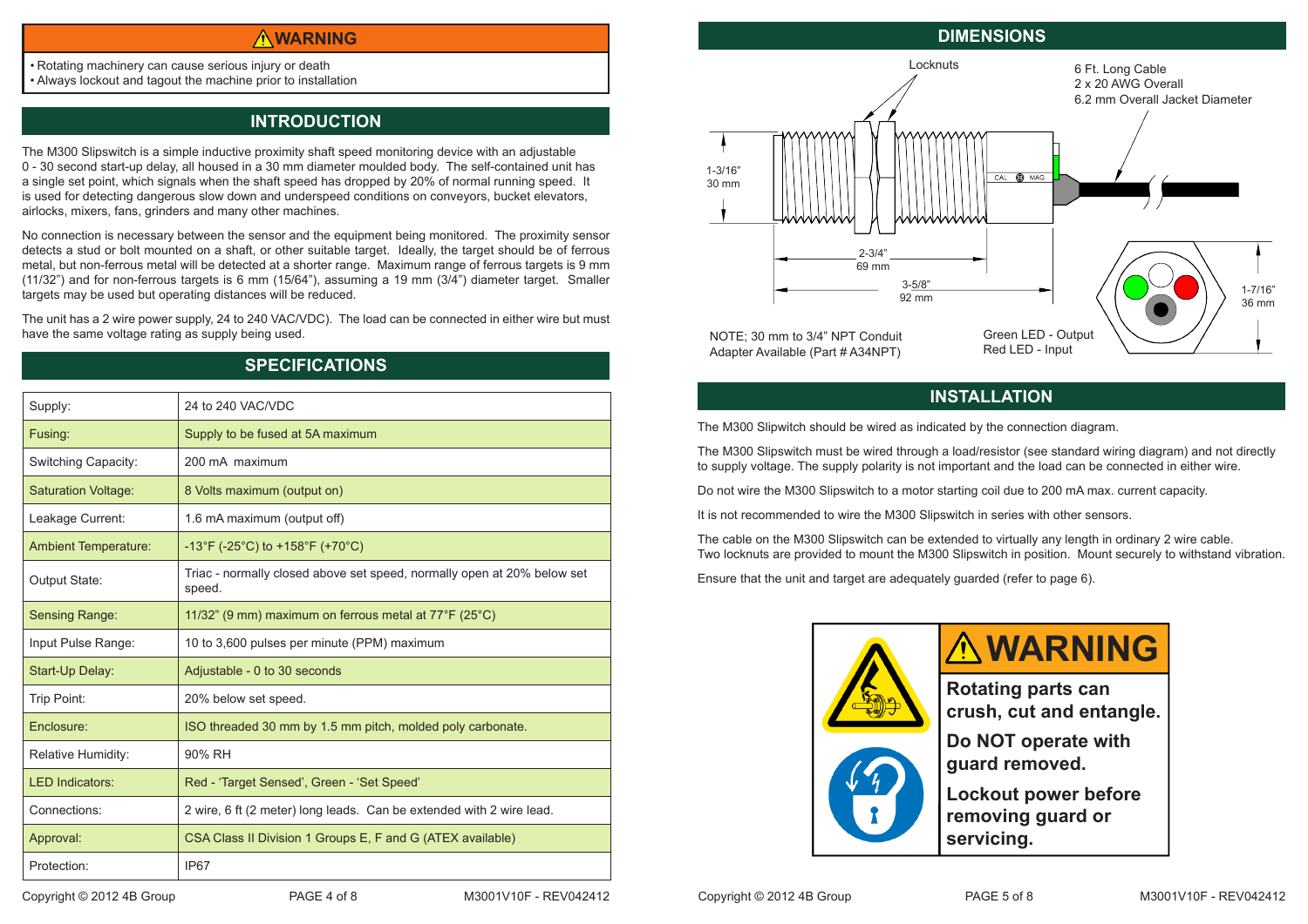## ⚠WARNING

- Rotating machinery can cause serious injury or death
- Always lockout and tagout the machine prior to installation

## INTRODUCTION

The M300 Slipswitch is a simple inductive proximity shaft speed monitoring device with an adjustable 0 - 30 second start-up delay, all housed in a 30 mm diameter moulded body. The self-contained unit has a single set point, which signals when the shaft speed has dropped by 20% of normal running speed. It is used for detecting dangerous slow down and underspeed conditions on conveyors, bucket elevators, airlocks, mixers, fans, grinders and many other machines.

No connection is necessary between the sensor and the equipment being monitored. The proximity sensor detects a stud or bolt mounted on a shaft, or other suitable target. Ideally, the target should be of ferrous metal, but non-ferrous metal will be detected at a shorter range. Maximum range of ferrous targets is 9 mm (11/32") and for non-ferrous targets is 6 mm (15/64"), assuming a 19 mm (3/4") diameter target. Smaller targets may be used but operating distances will be reduced.

The unit has a 2 wire power supply, 24 to 240 VAC/VDC. The load can be connected in either wire but must have the same voltage rating as supply being used.

## SPECIFICATIONS

| | |
|---|---|
| Supply: | 24 to 240 VAC/VDC |
| Fusing: | Supply to be fused at 5A maximum |
| Switching Capacity: | 200 mA maximum |
| Saturation Voltage: | 8 Volts maximum (output on) |
| Leakage Current: | 1.6 mA maximum (output off) |
| Ambient Temperature: | -13°F (-25°C) to +158°F (+70°C) |
| Output State: | Triac - normally closed above set speed, normally open at 20% below set speed. |
| Sensing Range: | 11/32" (9 mm) maximum on ferrous metal at 77°F (25°C) |
| Input Pulse Range: | 10 to 3,600 pulses per minute (PPM) maximum |
| Start-Up Delay: | Adjustable - 0 to 30 seconds |
| Trip Point: | 20% below set speed. |
| Enclosure: | ISO threaded 30 mm by 1.5 mm pitch, molded poly carbonate. |
| Relative Humidity: | 90% RH |
| LED Indicators: | Red - 'Target Sensed', Green - 'Set Speed' |
| Connections: | 2 wire, 6 ft (2 meter) long leads. Can be extended with 2 wire lead. |
| Approval: | CSA Class II Division 1 Groups E, F and G (ATEX available) |
| Protection: | IP67 |

## DIMENSIONS

Locknuts

6 Ft. Long Cable
2 x 20 AWG Overall
6.2 mm Overall Jacket Diameter

1-3/16"
30 mm

CAL MAG

2-3/4"
69 mm

3-5/8"
92 mm

1-7/16"
36 mm

NOTE; 30 mm to 3/4" NPT Conduit Adapter Available (Part # A34NPT)

Green LED - Output
Red LED - Input

## INSTALLATION

The M300 Slipswitch should be wired as indicated by the connection diagram.

The M300 Slipswitch must be wired through a load/resistor (see standard wiring diagram) and not directly to supply voltage. The supply polarity is not important and the load can be connected in either wire.

Do not wire the M300 Slipswitch to a motor starting coil due to 200 mA max. current capacity.

It is not recommended to wire the M300 Slipswitch in series with other sensors.

The cable on the M300 Slipswitch can be extended to virtually any length in ordinary 2 wire cable.
Two locknuts are provided to mount the M300 Slipswitch in position. Mount securely to withstand vibration.

Ensure that the unit and target are adequately guarded (refer to page 6).

**⚠WARNING**

**Rotating parts can crush, cut and entangle.**

**Do NOT operate with guard removed.**

**Lockout power before removing guard or servicing.**